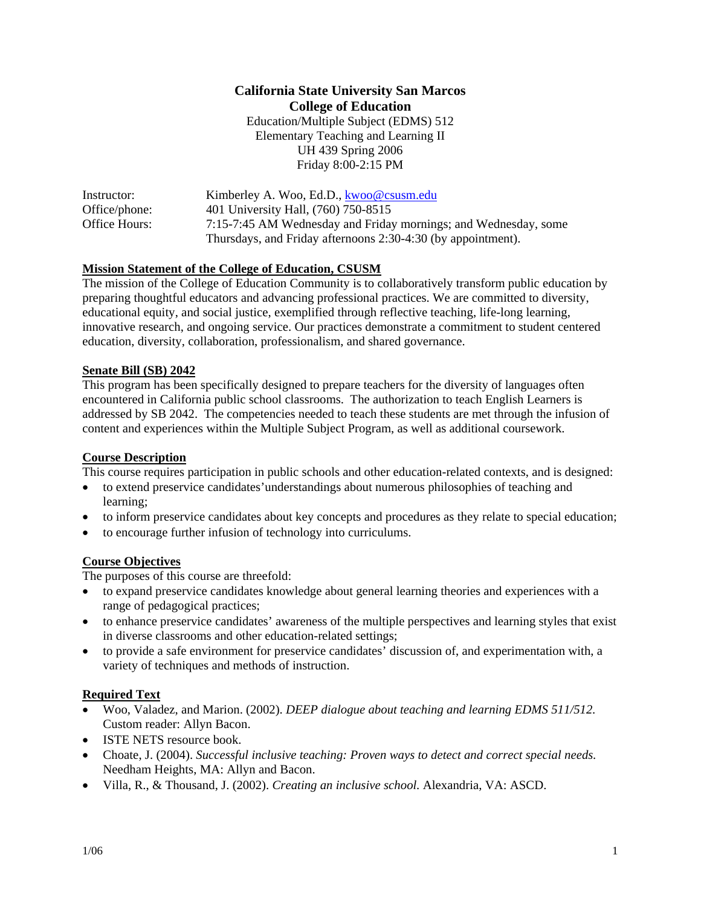# California State University San Marcos
## College of Education

Education/Multiple Subject (EDMS) 512
Elementary Teaching and Learning II
UH 439 Spring 2006
Friday 8:00-2:15 PM

Instructor: Kimberley A. Woo, Ed.D., kwoo@csusm.edu
Office/phone: 401 University Hall, (760) 750-8515
Office Hours: 7:15-7:45 AM Wednesday and Friday mornings; and Wednesday, some Thursdays, and Friday afternoons 2:30-4:30 (by appointment).

### Mission Statement of the College of Education, CSUSM

The mission of the College of Education Community is to collaboratively transform public education by preparing thoughtful educators and advancing professional practices. We are committed to diversity, educational equity, and social justice, exemplified through reflective teaching, life-long learning, innovative research, and ongoing service. Our practices demonstrate a commitment to student centered education, diversity, collaboration, professionalism, and shared governance.

### Senate Bill (SB) 2042

This program has been specifically designed to prepare teachers for the diversity of languages often encountered in California public school classrooms. The authorization to teach English Learners is addressed by SB 2042. The competencies needed to teach these students are met through the infusion of content and experiences within the Multiple Subject Program, as well as additional coursework.

### Course Description

This course requires participation in public schools and other education-related contexts, and is designed:

- to extend preservice candidates' understandings about numerous philosophies of teaching and learning;
- to inform preservice candidates about key concepts and procedures as they relate to special education;
- to encourage further infusion of technology into curriculums.

### Course Objectives

The purposes of this course are threefold:

- to expand preservice candidates knowledge about general learning theories and experiences with a range of pedagogical practices;
- to enhance preservice candidates' awareness of the multiple perspectives and learning styles that exist in diverse classrooms and other education-related settings;
- to provide a safe environment for preservice candidates' discussion of, and experimentation with, a variety of techniques and methods of instruction.

### Required Text

- Woo, Valadez, and Marion. (2002). *DEEP dialogue about teaching and learning EDMS 511/512.* Custom reader: Allyn Bacon.
- ISTE NETS resource book.
- Choate, J. (2004). *Successful inclusive teaching: Proven ways to detect and correct special needs.* Needham Heights, MA: Allyn and Bacon.
- Villa, R., & Thousand, J. (2002). *Creating an inclusive school.* Alexandria, VA: ASCD.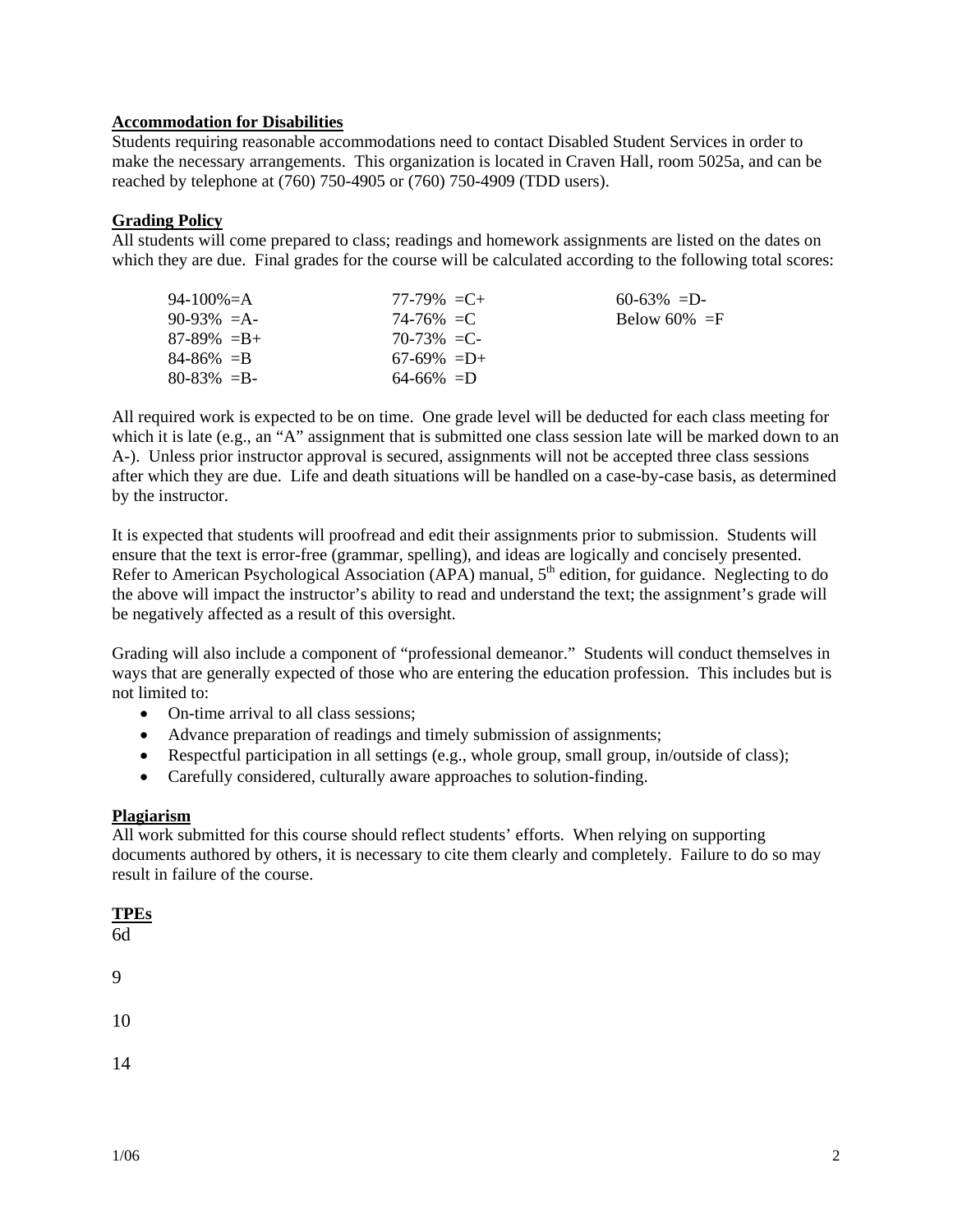**Accommodation for Disabilities**

Students requiring reasonable accommodations need to contact Disabled Student Services in order to make the necessary arrangements. This organization is located in Craven Hall, room 5025a, and can be reached by telephone at (760) 750-4905 or (760) 750-4909 (TDD users).

**Grading Policy**

All students will come prepared to class; readings and homework assignments are listed on the dates on which they are due. Final grades for the course will be calculated according to the following total scores:

| | | |
|---|---|---|
| 94-100%=A | 77-79% =C+ | 60-63% =D- |
| 90-93% =A- | 74-76% =C | Below 60% =F |
| 87-89% =B+ | 70-73% =C- | |
| 84-86% =B | 67-69% =D+ | |
| 80-83% =B- | 64-66% =D | |

All required work is expected to be on time. One grade level will be deducted for each class meeting for which it is late (e.g., an "A" assignment that is submitted one class session late will be marked down to an A-). Unless prior instructor approval is secured, assignments will not be accepted three class sessions after which they are due. Life and death situations will be handled on a case-by-case basis, as determined by the instructor.

It is expected that students will proofread and edit their assignments prior to submission. Students will ensure that the text is error-free (grammar, spelling), and ideas are logically and concisely presented. Refer to American Psychological Association (APA) manual, 5th edition, for guidance. Neglecting to do the above will impact the instructor's ability to read and understand the text; the assignment's grade will be negatively affected as a result of this oversight.

Grading will also include a component of "professional demeanor." Students will conduct themselves in ways that are generally expected of those who are entering the education profession. This includes but is not limited to:

- On-time arrival to all class sessions;
- Advance preparation of readings and timely submission of assignments;
- Respectful participation in all settings (e.g., whole group, small group, in/outside of class);
- Carefully considered, culturally aware approaches to solution-finding.

**Plagiarism**

All work submitted for this course should reflect students' efforts. When relying on supporting documents authored by others, it is necessary to cite them clearly and completely. Failure to do so may result in failure of the course.

**TPEs**

6d

9

10

14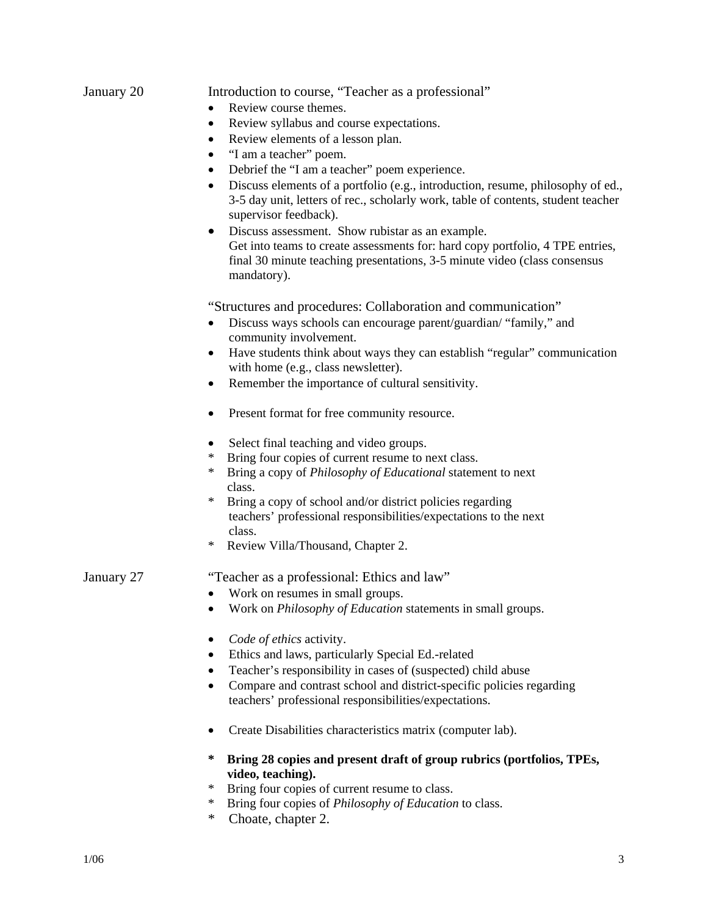**January 20**

Introduction to course, "Teacher as a professional"

- Review course themes.
- Review syllabus and course expectations.
- Review elements of a lesson plan.
- "I am a teacher" poem.
- Debrief the "I am a teacher" poem experience.
- Discuss elements of a portfolio (e.g., introduction, resume, philosophy of ed., 3-5 day unit, letters of rec., scholarly work, table of contents, student teacher supervisor feedback).
- Discuss assessment. Show rubistar as an example.
  Get into teams to create assessments for: hard copy portfolio, 4 TPE entries, final 30 minute teaching presentations, 3-5 minute video (class consensus mandatory).

"Structures and procedures: Collaboration and communication"

- Discuss ways schools can encourage parent/guardian/ "family," and community involvement.
- Have students think about ways they can establish "regular" communication with home (e.g., class newsletter).
- Remember the importance of cultural sensitivity.
- Present format for free community resource.
- Select final teaching and video groups.

\* Bring four copies of current resume to next class.
\* Bring a copy of *Philosophy of Educational* statement to next class.
\* Bring a copy of school and/or district policies regarding teachers' professional responsibilities/expectations to the next class.
\* Review Villa/Thousand, Chapter 2.

**January 27**

"Teacher as a professional: Ethics and law"

- Work on resumes in small groups.
- Work on *Philosophy of Education* statements in small groups.
- *Code of ethics* activity.
- Ethics and laws, particularly Special Ed.-related
- Teacher's responsibility in cases of (suspected) child abuse
- Compare and contrast school and district-specific policies regarding teachers' professional responsibilities/expectations.
- Create Disabilities characteristics matrix (computer lab).

**\* Bring 28 copies and present draft of group rubrics (portfolios, TPEs, video, teaching).**
\* Bring four copies of current resume to class.
\* Bring four copies of *Philosophy of Education* to class.
\* Choate, chapter 2.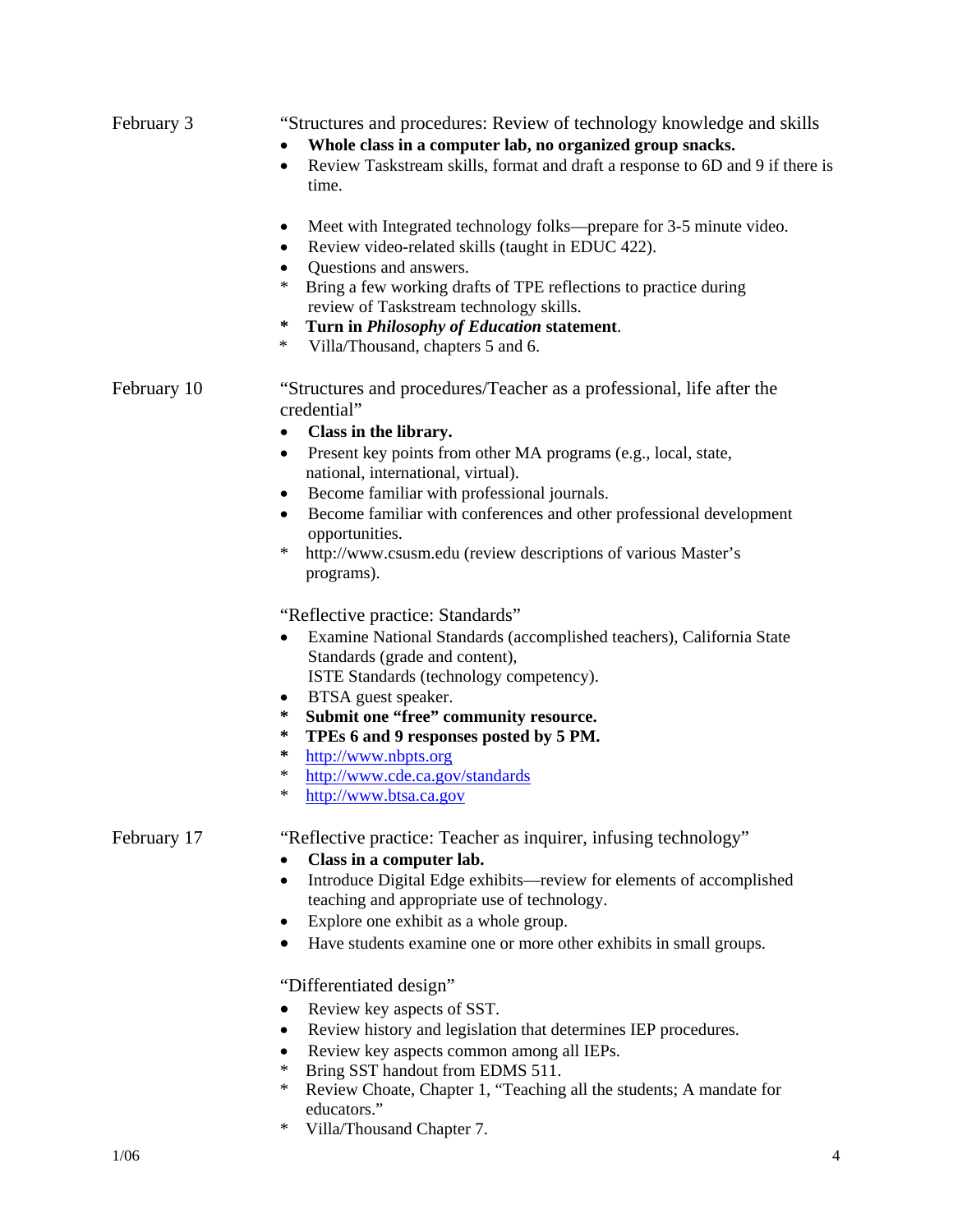February 3

"Structures and procedures: Review of technology knowledge and skills

- **Whole class in a computer lab, no organized group snacks.**
- Review Taskstream skills, format and draft a response to 6D and 9 if there is time.

- Meet with Integrated technology folks—prepare for 3-5 minute video.
- Review video-related skills (taught in EDUC 422).
- Questions and answers.

* Bring a few working drafts of TPE reflections to practice during review of Taskstream technology skills.
* **Turn in *Philosophy of Education* statement**.
* Villa/Thousand, chapters 5 and 6.

February 10

"Structures and procedures/Teacher as a professional, life after the credential"

- **Class in the library.**
- Present key points from other MA programs (e.g., local, state, national, international, virtual).
- Become familiar with professional journals.
- Become familiar with conferences and other professional development opportunities.

* http://www.csusm.edu (review descriptions of various Master's programs).

"Reflective practice: Standards"

- Examine National Standards (accomplished teachers), California State Standards (grade and content), ISTE Standards (technology competency).
- BTSA guest speaker.

* **Submit one "free" community resource.**
* **TPEs 6 and 9 responses posted by 5 PM.**
* http://www.nbpts.org
* http://www.cde.ca.gov/standards
* http://www.btsa.ca.gov

February 17

"Reflective practice: Teacher as inquirer, infusing technology"

- **Class in a computer lab.**
- Introduce Digital Edge exhibits—review for elements of accomplished teaching and appropriate use of technology.
- Explore one exhibit as a whole group.
- Have students examine one or more other exhibits in small groups.

"Differentiated design"

- Review key aspects of SST.
- Review history and legislation that determines IEP procedures.
- Review key aspects common among all IEPs.

* Bring SST handout from EDMS 511.
* Review Choate, Chapter 1, "Teaching all the students; A mandate for educators."
* Villa/Thousand Chapter 7.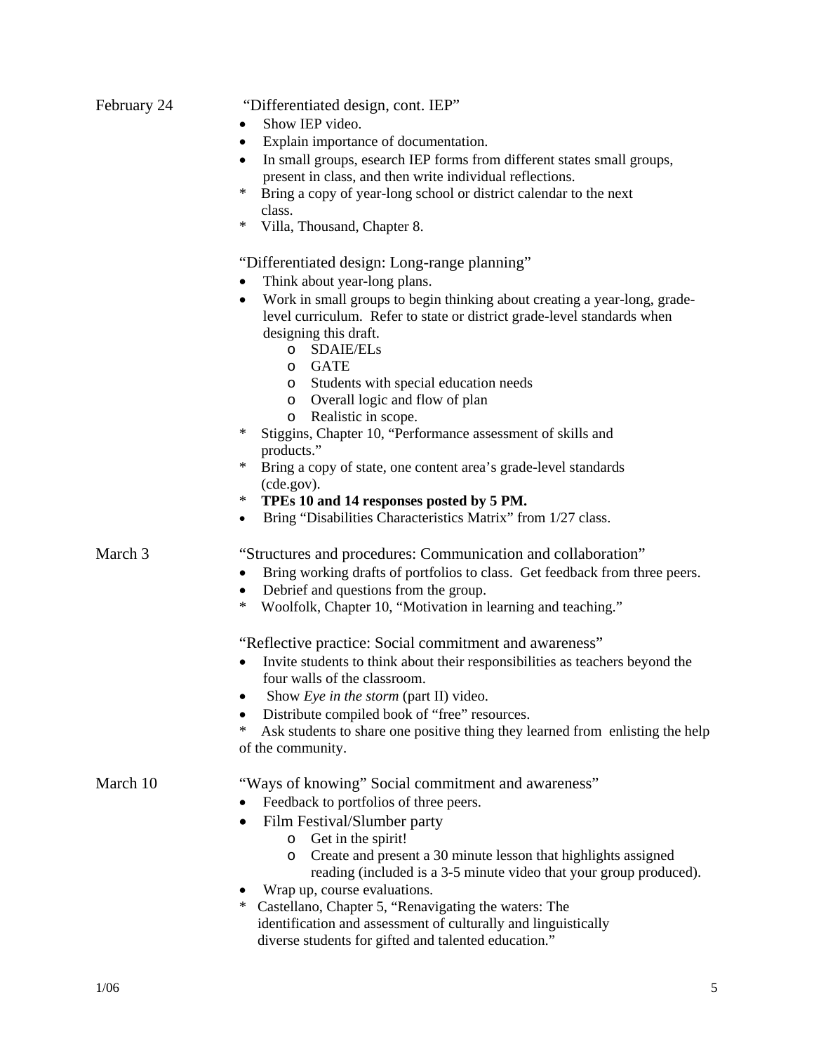February 24

"Differentiated design, cont. IEP"

- Show IEP video.
- Explain importance of documentation.
- In small groups, esearch IEP forms from different states small groups, present in class, and then write individual reflections.

\* Bring a copy of year-long school or district calendar to the next class.

\* Villa, Thousand, Chapter 8.

"Differentiated design: Long-range planning"

- Think about year-long plans.
- Work in small groups to begin thinking about creating a year-long, grade-level curriculum. Refer to state or district grade-level standards when designing this draft.
  - SDAIE/ELs
  - GATE
  - Students with special education needs
  - Overall logic and flow of plan
  - Realistic in scope.

\* Stiggins, Chapter 10, "Performance assessment of skills and products."

\* Bring a copy of state, one content area's grade-level standards (cde.gov).

\* **TPEs 10 and 14 responses posted by 5 PM.**

- Bring "Disabilities Characteristics Matrix" from 1/27 class.

March 3

"Structures and procedures: Communication and collaboration"

- Bring working drafts of portfolios to class. Get feedback from three peers.
- Debrief and questions from the group.

\* Woolfolk, Chapter 10, "Motivation in learning and teaching."

"Reflective practice: Social commitment and awareness"

- Invite students to think about their responsibilities as teachers beyond the four walls of the classroom.
- Show *Eye in the storm* (part II) video.
- Distribute compiled book of "free" resources.

\* Ask students to share one positive thing they learned from enlisting the help of the community.

March 10

"Ways of knowing" Social commitment and awareness"

- Feedback to portfolios of three peers.
- Film Festival/Slumber party
  - Get in the spirit!
  - Create and present a 30 minute lesson that highlights assigned reading (included is a 3-5 minute video that your group produced).
- Wrap up, course evaluations.

\* Castellano, Chapter 5, "Renavigating the waters: The identification and assessment of culturally and linguistically diverse students for gifted and talented education."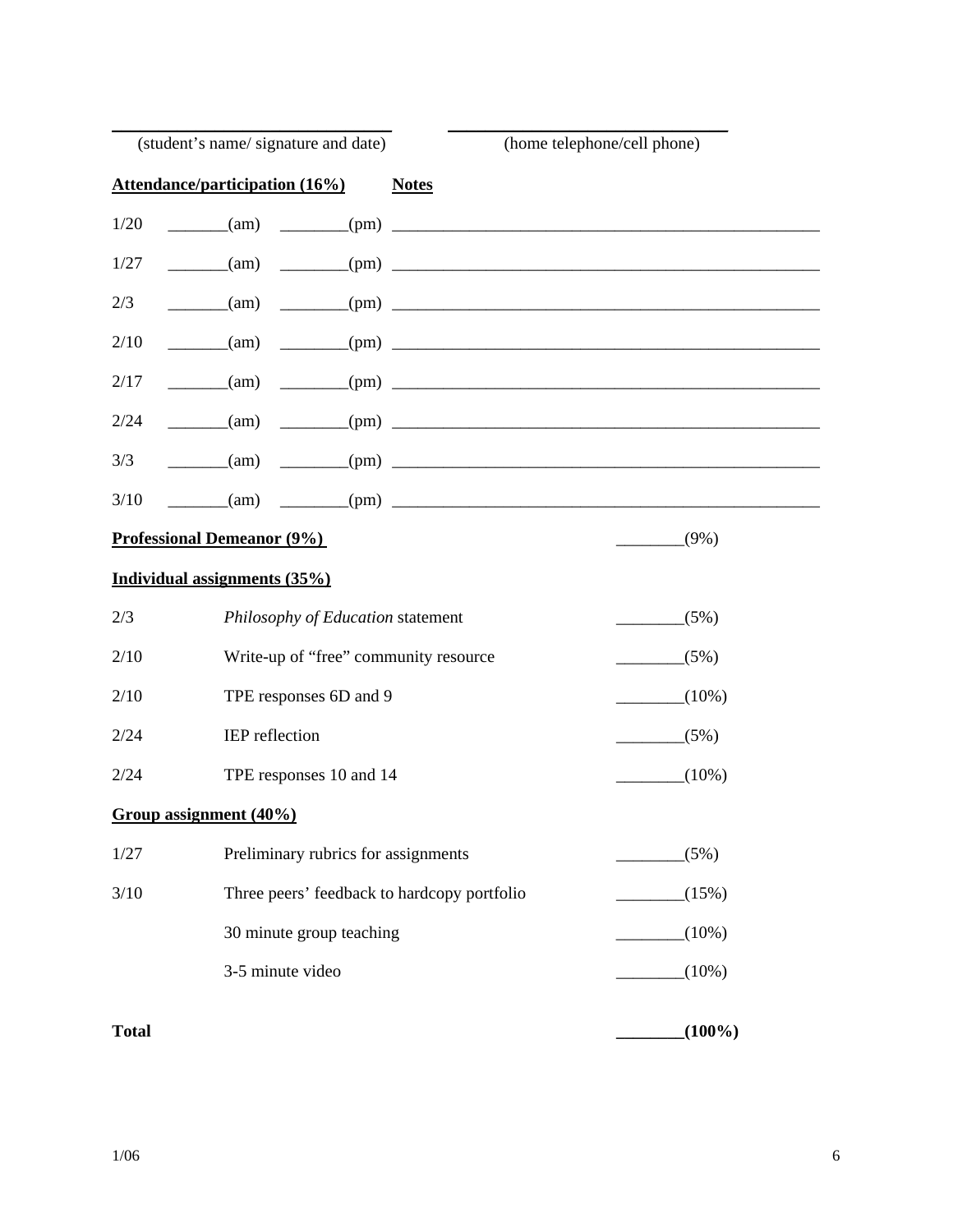______________________________ (student's name/ signature and date)

______________________________ (home telephone/cell phone)

**Attendance/participation (16%)** **Notes**

1/20 _______(am) ________(pm) ____________________________________________________

1/27 _______(am) ________(pm) ____________________________________________________

2/3 _______(am) ________(pm) ____________________________________________________

2/10 _______(am) ________(pm) ____________________________________________________

2/17 _______(am) ________(pm) ____________________________________________________

2/24 _______(am) ________(pm) ____________________________________________________

3/3 _______(am) ________(pm) ____________________________________________________

3/10 _______(am) ________(pm) ____________________________________________________

**Professional Demeanor (9%)** ________(9%)

**Individual assignments (35%)**

| | | |
|---|---|---|
| 2/3 | *Philosophy of Education* statement | ________(5%) |
| 2/10 | Write-up of "free" community resource | ________(5%) |
| 2/10 | TPE responses 6D and 9 | ________(10%) |
| 2/24 | IEP reflection | ________(5%) |
| 2/24 | TPE responses 10 and 14 | ________(10%) |

**Group assignment (40%)**

| | | |
|---|---|---|
| 1/27 | Preliminary rubrics for assignments | ________(5%) |
| 3/10 | Three peers' feedback to hardcopy portfolio | ________(15%) |
| | 30 minute group teaching | ________(10%) |
| | 3-5 minute video | ________(10%) |

**Total** **________(100%)**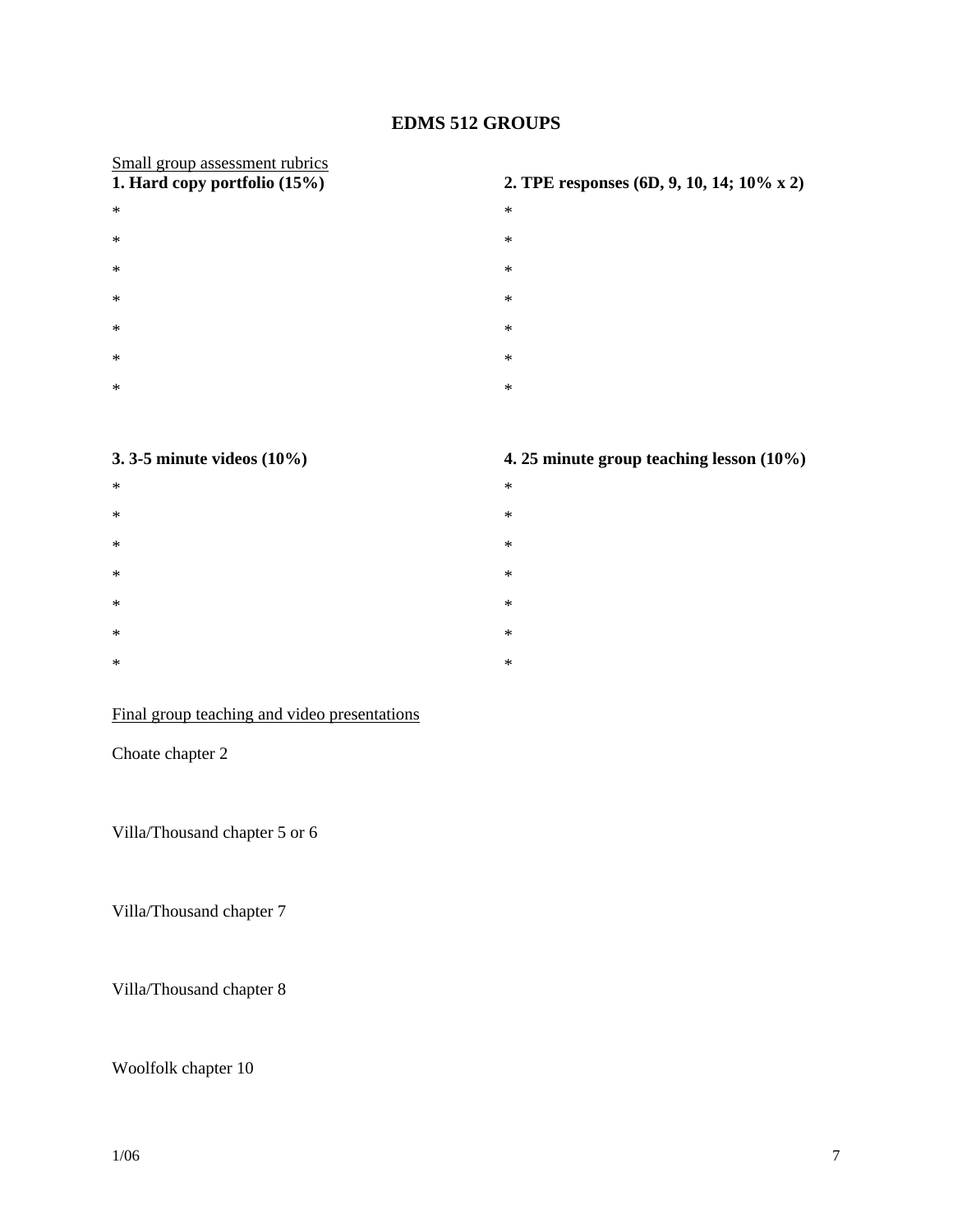# EDMS 512 GROUPS

<u>Small group assessment rubrics</u>

**1. Hard copy portfolio (15%)**

*

*

*

*

*

*

*

**2. TPE responses (6D, 9, 10, 14; 10% x 2)**

*

*

*

*

*

*

*

**3. 3-5 minute videos (10%)**

*

*

*

*

*

*

*

**4. 25 minute group teaching lesson (10%)**

*

*

*

*

*

*

*

<u>Final group teaching and video presentations</u>

Choate chapter 2

Villa/Thousand chapter 5 or 6

Villa/Thousand chapter 7

Villa/Thousand chapter 8

Woolfolk chapter 10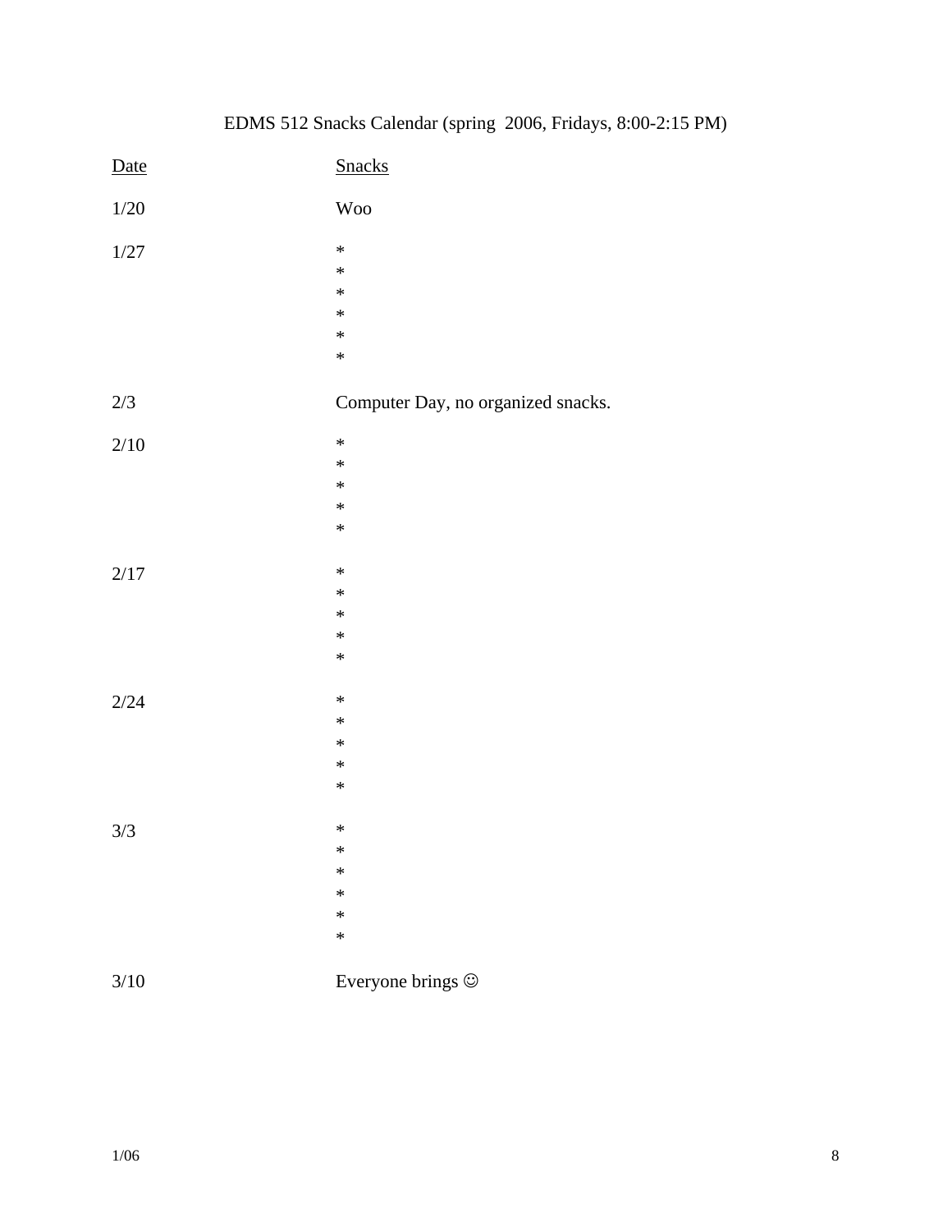EDMS 512 Snacks Calendar (spring 2006, Fridays, 8:00-2:15 PM)

| Date | Snacks |
|---|---|
| 1/20 | Woo |
| 1/27 | * |
| | * |
| | * |
| | * |
| | * |
| | * |
| 2/3 | Computer Day, no organized snacks. |
| 2/10 | * |
| | * |
| | * |
| | * |
| | * |
| 2/17 | * |
| | * |
| | * |
| | * |
| | * |
| 2/24 | * |
| | * |
| | * |
| | * |
| | * |
| 3/3 | * |
| | * |
| | * |
| | * |
| | * |
| | * |
| 3/10 | Everyone brings ☺ |